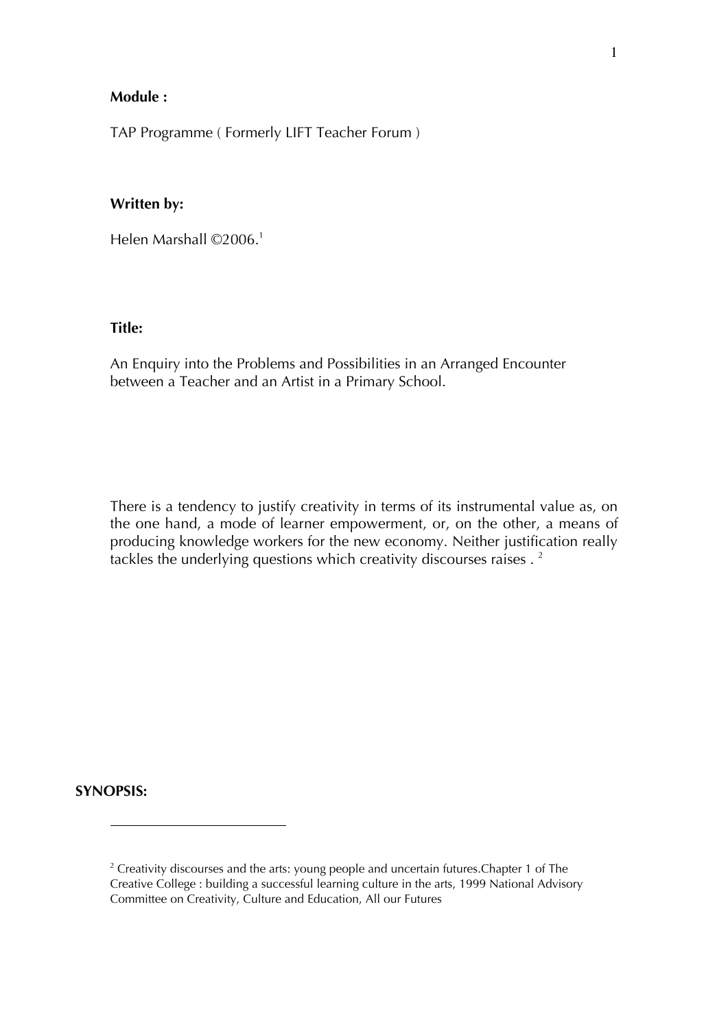**Module :**

TAP Programme ( Formerly LIFT Teacher Forum )

**Written by:**

Helen Marshall ©2006.[1]

**Title:**

An Enquiry into the Problems and Possibilities in an Arranged Encounter between a Teacher and an Artist in a Primary School.

There is a tendency to justify creativity in terms of its instrumental value as, on the one hand, a mode of learner empowerment, or, on the other, a means of producing knowledge workers for the new economy. Neither justification really tackles the underlying questions which creativity discourses raises . [2]

**SYNOPSIS:**

---

[2] Creativity discourses and the arts: young people and uncertain futures.Chapter 1 of The Creative College : building a successful learning culture in the arts, 1999 National Advisory Committee on Creativity, Culture and Education, All our Futures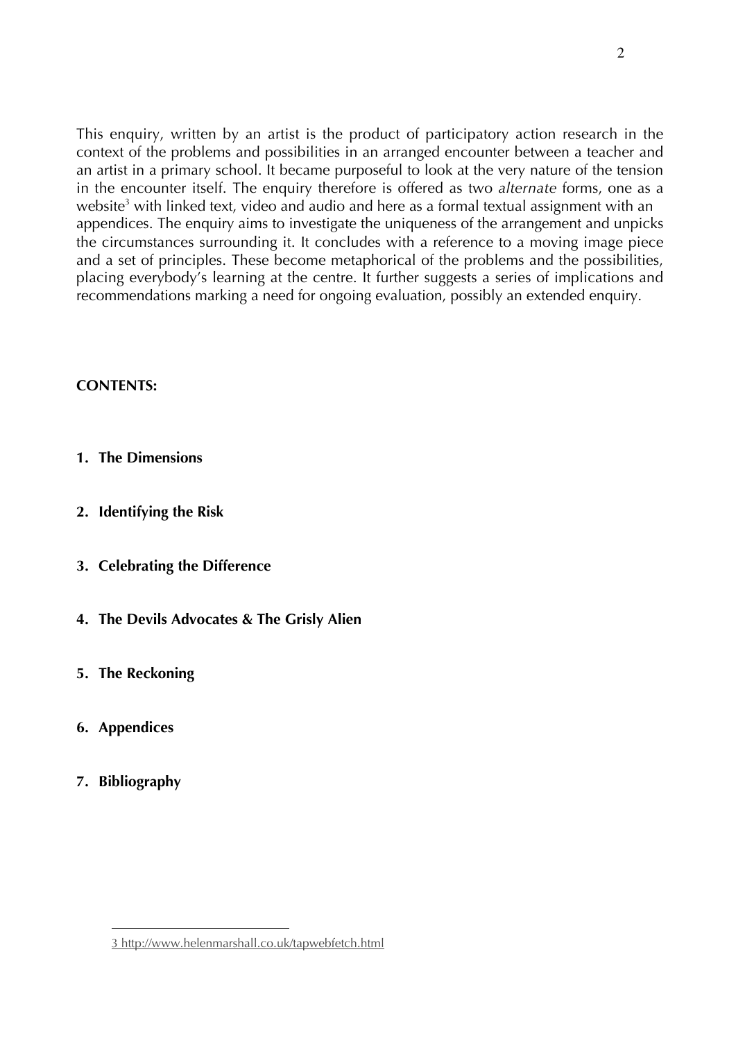This enquiry, written by an artist is the product of participatory action research in the context of the problems and possibilities in an arranged encounter between a teacher and an artist in a primary school. It became purposeful to look at the very nature of the tension in the encounter itself. The enquiry therefore is offered as two *alternate* forms, one as a website[3] with linked text, video and audio and here as a formal textual assignment with an appendices. The enquiry aims to investigate the uniqueness of the arrangement and unpicks the circumstances surrounding it. It concludes with a reference to a moving image piece and a set of principles. These become metaphorical of the problems and the possibilities, placing everybody's learning at the centre. It further suggests a series of implications and recommendations marking a need for ongoing evaluation, possibly an extended enquiry.

**CONTENTS:**

1. **The Dimensions**
2. **Identifying the Risk**
3. **Celebrating the Difference**
4. **The Devils Advocates & The Grisly Alien**
5. **The Reckoning**
6. **Appendices**
7. **Bibliography**

---

3 http://www.helenmarshall.co.uk/tapwebfetch.html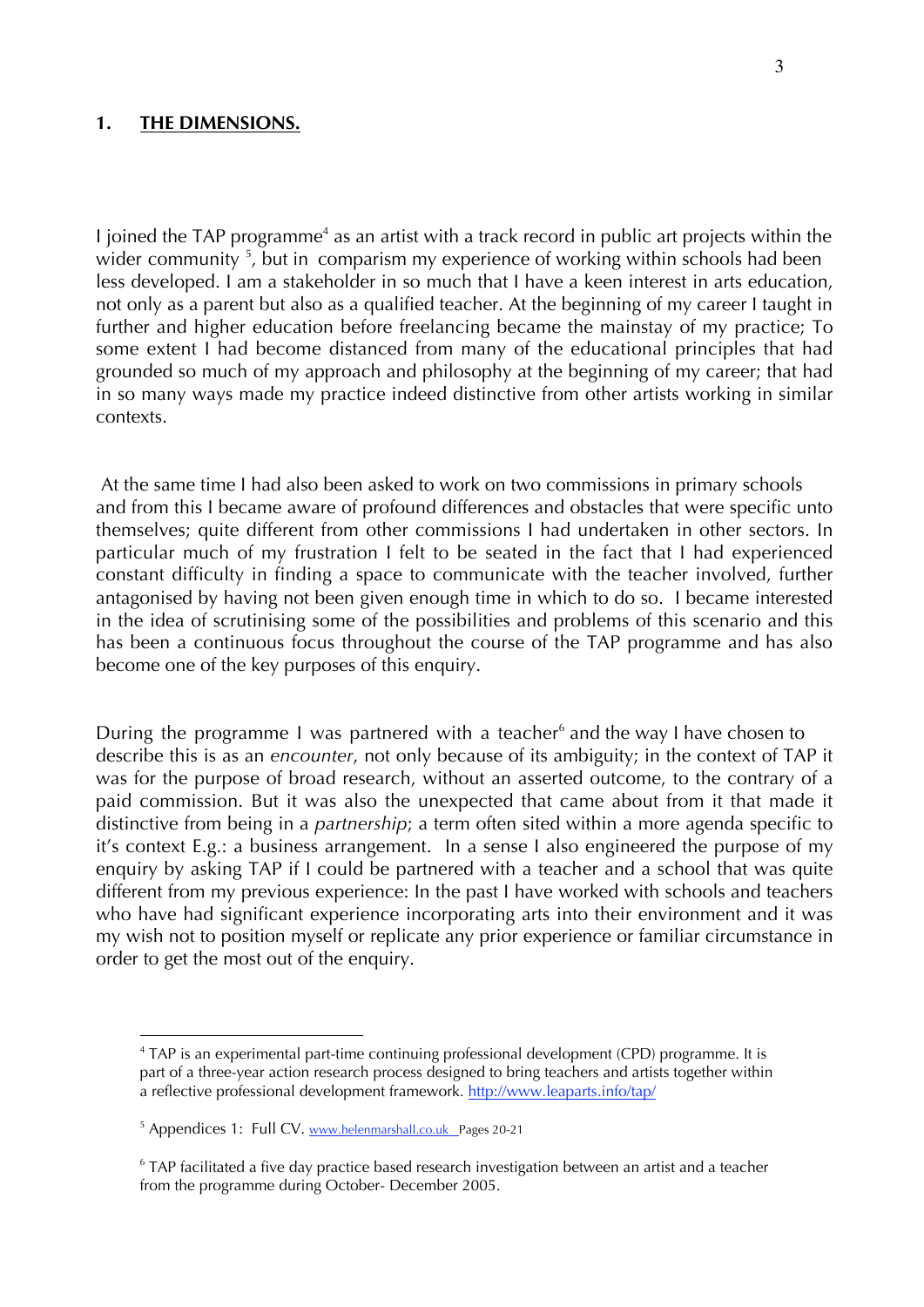## 1. THE DIMENSIONS.

I joined the TAP programme[4] as an artist with a track record in public art projects within the wider community [5], but in comparism my experience of working within schools had been less developed. I am a stakeholder in so much that I have a keen interest in arts education, not only as a parent but also as a qualified teacher. At the beginning of my career I taught in further and higher education before freelancing became the mainstay of my practice; To some extent I had become distanced from many of the educational principles that had grounded so much of my approach and philosophy at the beginning of my career; that had in so many ways made my practice indeed distinctive from other artists working in similar contexts.

At the same time I had also been asked to work on two commissions in primary schools and from this I became aware of profound differences and obstacles that were specific unto themselves; quite different from other commissions I had undertaken in other sectors. In particular much of my frustration I felt to be seated in the fact that I had experienced constant difficulty in finding a space to communicate with the teacher involved, further antagonised by having not been given enough time in which to do so. I became interested in the idea of scrutinising some of the possibilities and problems of this scenario and this has been a continuous focus throughout the course of the TAP programme and has also become one of the key purposes of this enquiry.

During the programme I was partnered with a teacher[6] and the way I have chosen to describe this is as an *encounter*, not only because of its ambiguity; in the context of TAP it was for the purpose of broad research, without an asserted outcome, to the contrary of a paid commission. But it was also the unexpected that came about from it that made it distinctive from being in a *partnership*; a term often sited within a more agenda specific to it's context E.g.: a business arrangement. In a sense I also engineered the purpose of my enquiry by asking TAP if I could be partnered with a teacher and a school that was quite different from my previous experience: In the past I have worked with schools and teachers who have had significant experience incorporating arts into their environment and it was my wish not to position myself or replicate any prior experience or familiar circumstance in order to get the most out of the enquiry.

---

[4] TAP is an experimental part-time continuing professional development (CPD) programme. It is part of a three-year action research process designed to bring teachers and artists together within a reflective professional development framework. http://www.leaparts.info/tap/

[5] Appendices 1: Full CV. www.helenmarshall.co.uk Pages 20-21

[6] TAP facilitated a five day practice based research investigation between an artist and a teacher from the programme during October- December 2005.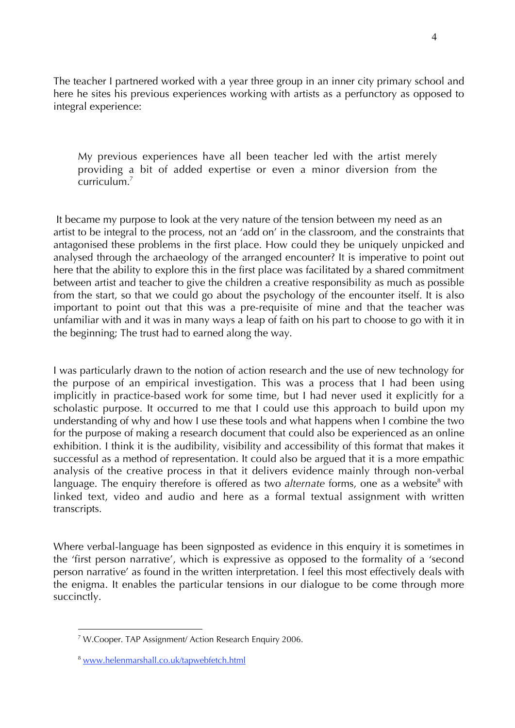The teacher I partnered worked with a year three group in an inner city primary school and here he sites his previous experiences working with artists as a perfunctory as opposed to integral experience:

> My previous experiences have all been teacher led with the artist merely providing a bit of added expertise or even a minor diversion from the curriculum.[7]

It became my purpose to look at the very nature of the tension between my need as an artist to be integral to the process, not an 'add on' in the classroom, and the constraints that antagonised these problems in the first place. How could they be uniquely unpicked and analysed through the archaeology of the arranged encounter? It is imperative to point out here that the ability to explore this in the first place was facilitated by a shared commitment between artist and teacher to give the children a creative responsibility as much as possible from the start, so that we could go about the psychology of the encounter itself. It is also important to point out that this was a pre-requisite of mine and that the teacher was unfamiliar with and it was in many ways a leap of faith on his part to choose to go with it in the beginning; The trust had to earned along the way.

I was particularly drawn to the notion of action research and the use of new technology for the purpose of an empirical investigation. This was a process that I had been using implicitly in practice-based work for some time, but I had never used it explicitly for a scholastic purpose. It occurred to me that I could use this approach to build upon my understanding of why and how I use these tools and what happens when I combine the two for the purpose of making a research document that could also be experienced as an online exhibition. I think it is the audibility, visibility and accessibility of this format that makes it successful as a method of representation. It could also be argued that it is a more empathic analysis of the creative process in that it delivers evidence mainly through non-verbal language. The enquiry therefore is offered as two *alternate* forms, one as a website[8] with linked text, video and audio and here as a formal textual assignment with written transcripts.

Where verbal-language has been signposted as evidence in this enquiry it is sometimes in the 'first person narrative', which is expressive as opposed to the formality of a 'second person narrative' as found in the written interpretation. I feel this most effectively deals with the enigma. It enables the particular tensions in our dialogue to be come through more succinctly.

---

[7] W.Cooper. TAP Assignment/ Action Research Enquiry 2006.

[8] www.helenmarshall.co.uk/tapwebfetch.html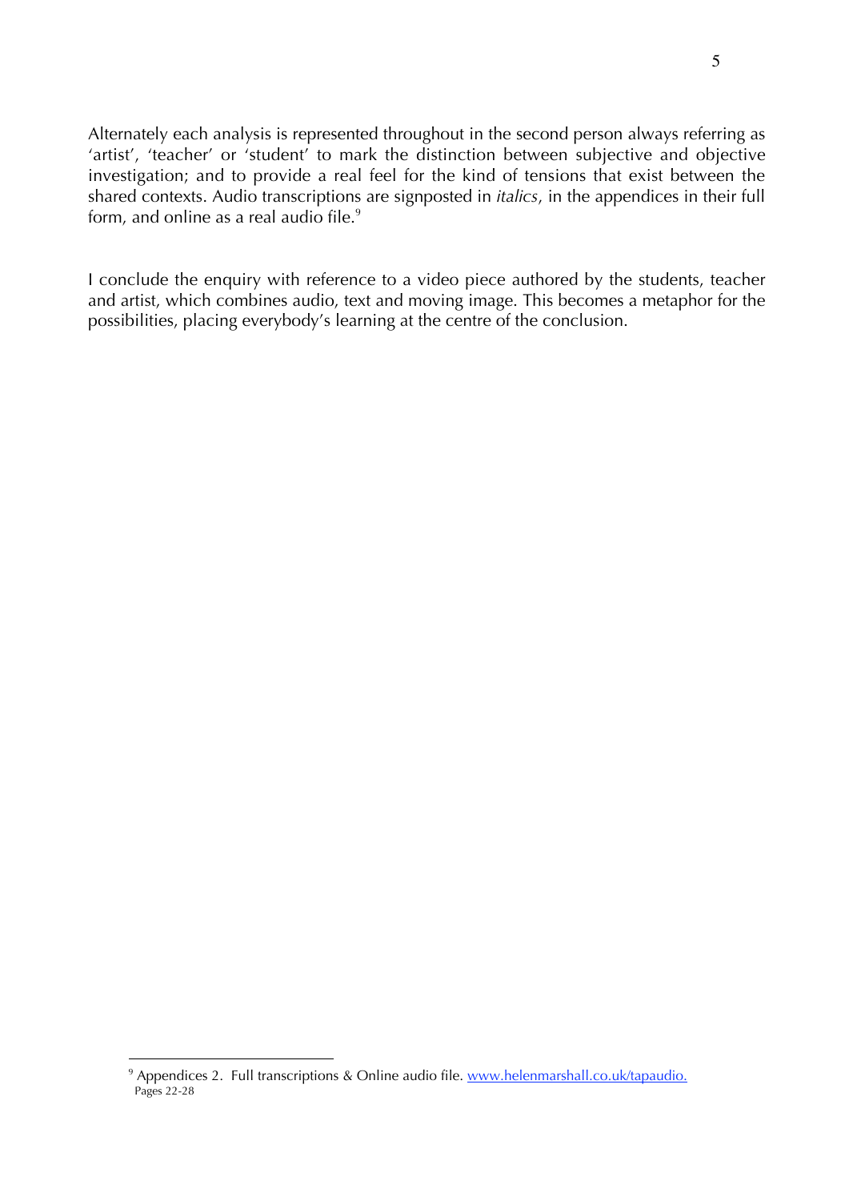Alternately each analysis is represented throughout in the second person always referring as 'artist', 'teacher' or 'student' to mark the distinction between subjective and objective investigation; and to provide a real feel for the kind of tensions that exist between the shared contexts. Audio transcriptions are signposted in *italics*, in the appendices in their full form, and online as a real audio file.[9]

I conclude the enquiry with reference to a video piece authored by the students, teacher and artist, which combines audio, text and moving image. This becomes a metaphor for the possibilities, placing everybody's learning at the centre of the conclusion.

---

[9] Appendices 2. Full transcriptions & Online audio file. www.helenmarshall.co.uk/tapaudio. Pages 22-28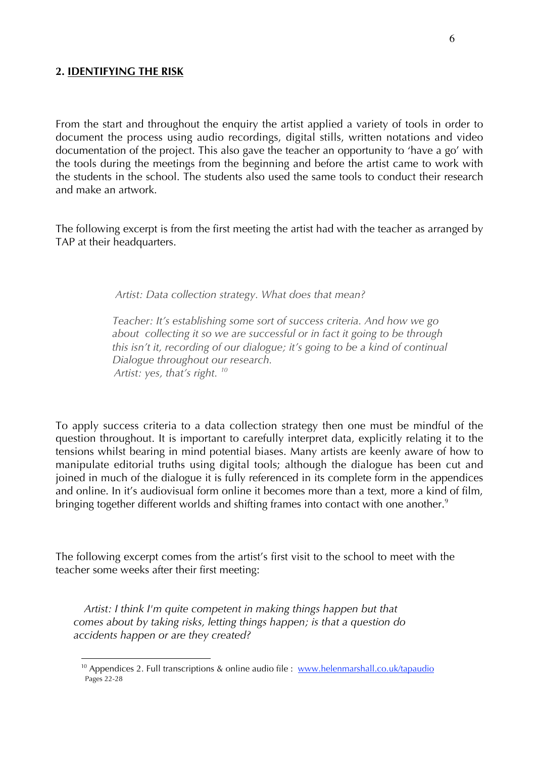## 2. IDENTIFYING THE RISK

From the start and throughout the enquiry the artist applied a variety of tools in order to document the process using audio recordings, digital stills, written notations and video documentation of the project. This also gave the teacher an opportunity to 'have a go' with the tools during the meetings from the beginning and before the artist came to work with the students in the school. The students also used the same tools to conduct their research and make an artwork.

The following excerpt is from the first meeting the artist had with the teacher as arranged by TAP at their headquarters.

> *Artist: Data collection strategy. What does that mean?*
>
> *Teacher: It's establishing some sort of success criteria. And how we go about collecting it so we are successful or in fact it going to be through this isn't it, recording of our dialogue; it's going to be a kind of continual Dialogue throughout our research.*
> *Artist: yes, that's right.* [10]

To apply success criteria to a data collection strategy then one must be mindful of the question throughout. It is important to carefully interpret data, explicitly relating it to the tensions whilst bearing in mind potential biases. Many artists are keenly aware of how to manipulate editorial truths using digital tools; although the dialogue has been cut and joined in much of the dialogue it is fully referenced in its complete form in the appendices and online. In it's audiovisual form online it becomes more than a text, more a kind of film, bringing together different worlds and shifting frames into contact with one another.[9]

The following excerpt comes from the artist's first visit to the school to meet with the teacher some weeks after their first meeting:

> *Artist: I think I'm quite competent in making things happen but that comes about by taking risks, letting things happen; is that a question do accidents happen or are they created?*

---

[10] Appendices 2. Full transcriptions & online audio file : [www.helenmarshall.co.uk/tapaudio](http://www.helenmarshall.co.uk/tapaudio)
Pages 22-28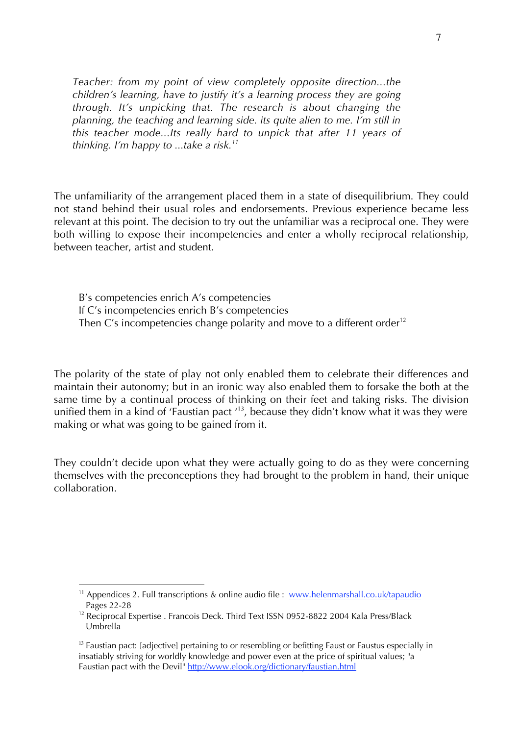*Teacher: from my point of view completely opposite direction...the children's learning, have to justify it's a learning process they are going through. It's unpicking that. The research is about changing the planning, the teaching and learning side. its quite alien to me. I'm still in this teacher mode...Its really hard to unpick that after 11 years of thinking. I'm happy to ...take a risk.*[11]

The unfamiliarity of the arrangement placed them in a state of disequilibrium. They could not stand behind their usual roles and endorsements. Previous experience became less relevant at this point. The decision to try out the unfamiliar was a reciprocal one. They were both willing to expose their incompetencies and enter a wholly reciprocal relationship, between teacher, artist and student.

> B's competencies enrich A's competencies
> If C's incompetencies enrich B's competencies
> Then C's incompetencies change polarity and move to a different order[12]

The polarity of the state of play not only enabled them to celebrate their differences and maintain their autonomy; but in an ironic way also enabled them to forsake the both at the same time by a continual process of thinking on their feet and taking risks. The division unified them in a kind of 'Faustian pact '[13], because they didn't know what it was they were making or what was going to be gained from it.

They couldn't decide upon what they were actually going to do as they were concerning themselves with the preconceptions they had brought to the problem in hand, their unique collaboration.

---

[11] Appendices 2. Full transcriptions & online audio file : [www.helenmarshall.co.uk/tapaudio](http://www.helenmarshall.co.uk/tapaudio) Pages 22-28

[12] Reciprocal Expertise . Francois Deck. Third Text ISSN 0952-8822 2004 Kala Press/Black Umbrella

[13] Faustian pact: [adjective] pertaining to or resembling or befitting Faust or Faustus especially in insatiably striving for worldly knowledge and power even at the price of spiritual values; "a Faustian pact with the Devil" [http://www.elook.org/dictionary/faustian.html](http://www.elook.org/dictionary/faustian.html)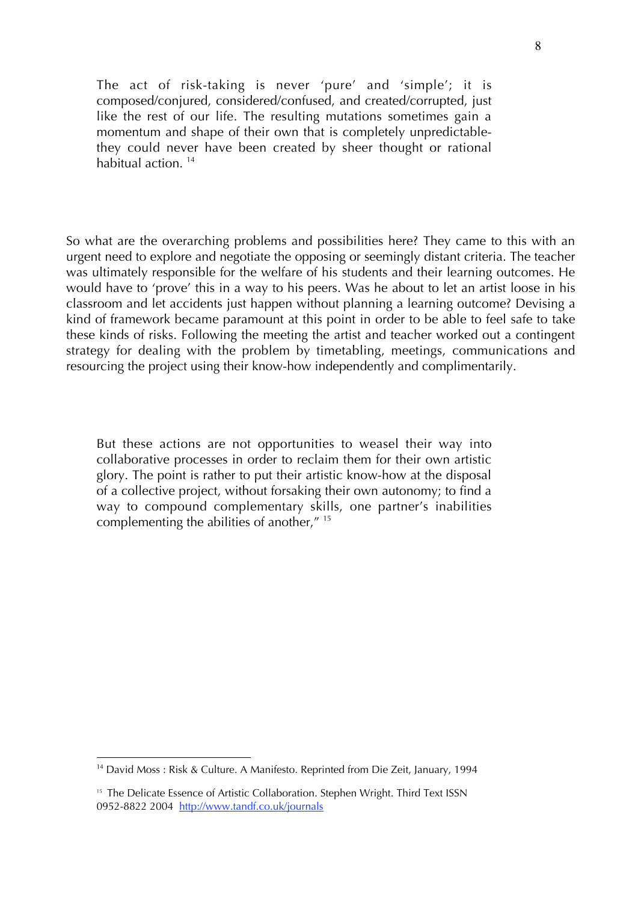> The act of risk-taking is never 'pure' and 'simple'; it is composed/conjured, considered/confused, and created/corrupted, just like the rest of our life. The resulting mutations sometimes gain a momentum and shape of their own that is completely unpredictable-they could never have been created by sheer thought or rational habitual action. [14]

So what are the overarching problems and possibilities here? They came to this with an urgent need to explore and negotiate the opposing or seemingly distant criteria. The teacher was ultimately responsible for the welfare of his students and their learning outcomes. He would have to 'prove' this in a way to his peers. Was he about to let an artist loose in his classroom and let accidents just happen without planning a learning outcome? Devising a kind of framework became paramount at this point in order to be able to feel safe to take these kinds of risks. Following the meeting the artist and teacher worked out a contingent strategy for dealing with the problem by timetabling, meetings, communications and resourcing the project using their know-how independently and complimentarily.

> But these actions are not opportunities to weasel their way into collaborative processes in order to reclaim them for their own artistic glory. The point is rather to put their artistic know-how at the disposal of a collective project, without forsaking their own autonomy; to find a way to compound complementary skills, one partner's inabilities complementing the abilities of another," [15]

---

[14] David Moss : Risk & Culture. A Manifesto. Reprinted from Die Zeit, January, 1994

[15] The Delicate Essence of Artistic Collaboration. Stephen Wright. Third Text ISSN 0952-8822 2004 http://www.tandf.co.uk/journals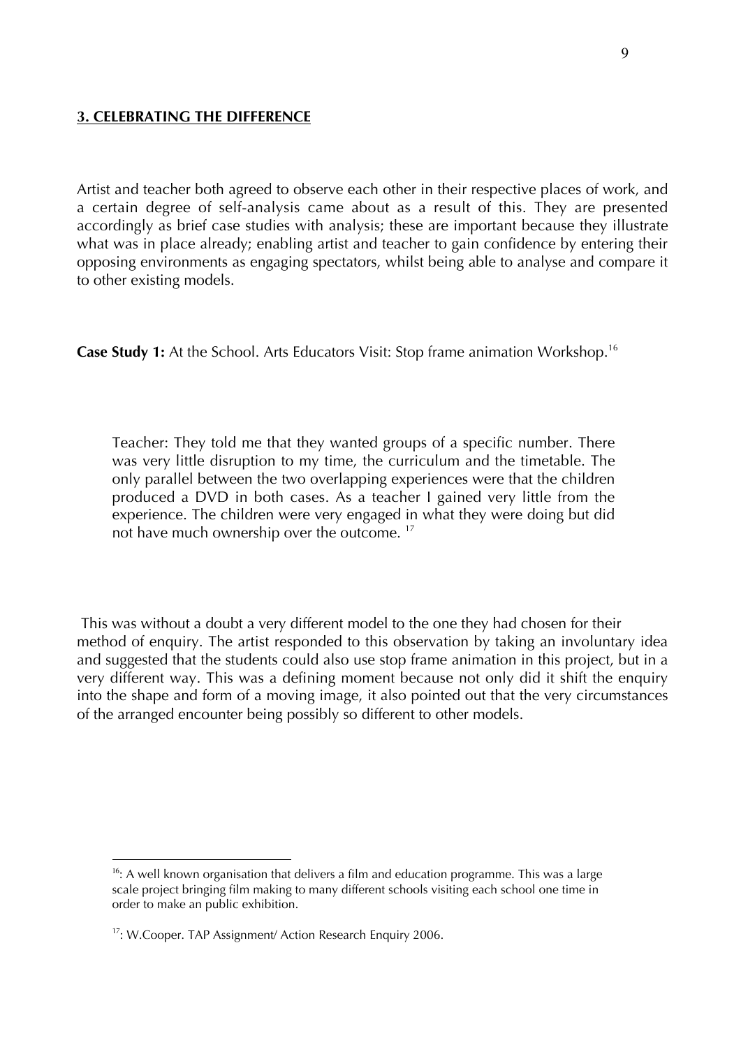## 3. CELEBRATING THE DIFFERENCE

Artist and teacher both agreed to observe each other in their respective places of work, and a certain degree of self-analysis came about as a result of this. They are presented accordingly as brief case studies with analysis; these are important because they illustrate what was in place already; enabling artist and teacher to gain confidence by entering their opposing environments as engaging spectators, whilst being able to analyse and compare it to other existing models.

**Case Study 1:** At the School. Arts Educators Visit: Stop frame animation Workshop.[16]

> Teacher: They told me that they wanted groups of a specific number. There was very little disruption to my time, the curriculum and the timetable. The only parallel between the two overlapping experiences were that the children produced a DVD in both cases. As a teacher I gained very little from the experience. The children were very engaged in what they were doing but did not have much ownership over the outcome. [17]

This was without a doubt a very different model to the one they had chosen for their method of enquiry. The artist responded to this observation by taking an involuntary idea and suggested that the students could also use stop frame animation in this project, but in a very different way. This was a defining moment because not only did it shift the enquiry into the shape and form of a moving image, it also pointed out that the very circumstances of the arranged encounter being possibly so different to other models.

---

[16]: A well known organisation that delivers a film and education programme. This was a large scale project bringing film making to many different schools visiting each school one time in order to make an public exhibition.

[17]: W.Cooper. TAP Assignment/ Action Research Enquiry 2006.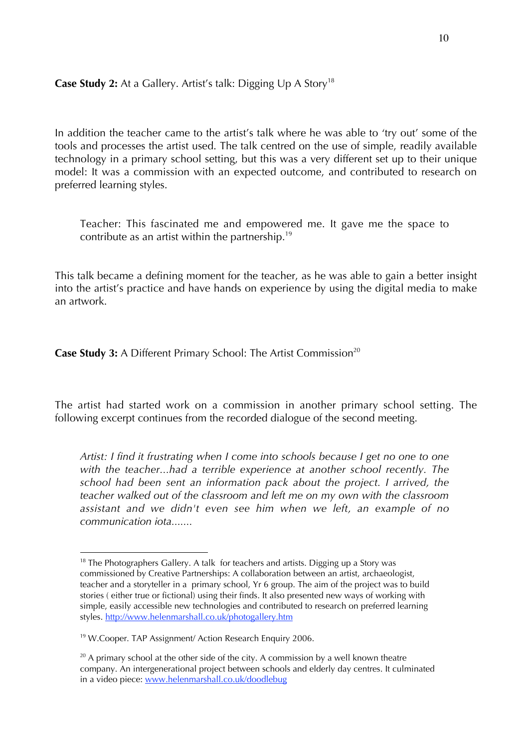**Case Study 2:** At a Gallery. Artist's talk: Digging Up A Story[18]

In addition the teacher came to the artist's talk where he was able to 'try out' some of the tools and processes the artist used. The talk centred on the use of simple, readily available technology in a primary school setting, but this was a very different set up to their unique model: It was a commission with an expected outcome, and contributed to research on preferred learning styles.

> Teacher: This fascinated me and empowered me. It gave me the space to contribute as an artist within the partnership.[19]

This talk became a defining moment for the teacher, as he was able to gain a better insight into the artist's practice and have hands on experience by using the digital media to make an artwork.

**Case Study 3:** A Different Primary School: The Artist Commission[20]

The artist had started work on a commission in another primary school setting. The following excerpt continues from the recorded dialogue of the second meeting.

> *Artist: I find it frustrating when I come into schools because I get no one to one with the teacher...had a terrible experience at another school recently. The school had been sent an information pack about the project. I arrived, the teacher walked out of the classroom and left me on my own with the classroom assistant and we didn't even see him when we left, an example of no communication iota.......*

---

[18] The Photographers Gallery. A talk for teachers and artists. Digging up a Story was commissioned by Creative Partnerships: A collaboration between an artist, archaeologist, teacher and a storyteller in a primary school, Yr 6 group. The aim of the project was to build stories ( either true or fictional) using their finds. It also presented new ways of working with simple, easily accessible new technologies and contributed to research on preferred learning styles. http://www.helenmarshall.co.uk/photogallery.htm

[19] W.Cooper. TAP Assignment/ Action Research Enquiry 2006.

[20] A primary school at the other side of the city. A commission by a well known theatre company. An intergenerational project between schools and elderly day centres. It culminated in a video piece: www.helenmarshall.co.uk/doodlebug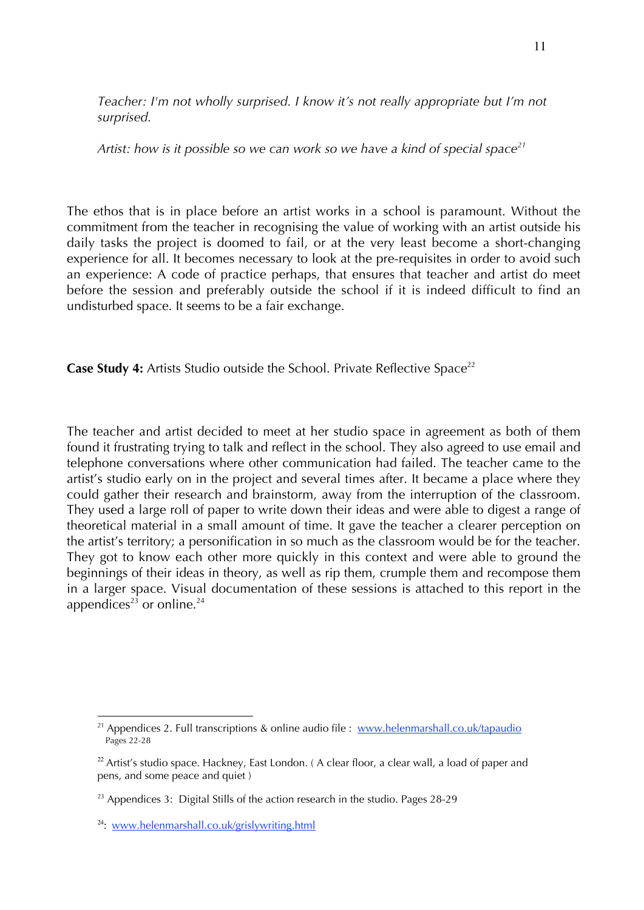*Teacher: I'm not wholly surprised. I know it's not really appropriate but I'm not surprised.*

*Artist: how is it possible so we can work so we have a kind of special space*[21]

The ethos that is in place before an artist works in a school is paramount. Without the commitment from the teacher in recognising the value of working with an artist outside his daily tasks the project is doomed to fail, or at the very least become a short-changing experience for all. It becomes necessary to look at the pre-requisites in order to avoid such an experience: A code of practice perhaps, that ensures that teacher and artist do meet before the session and preferably outside the school if it is indeed difficult to find an undisturbed space. It seems to be a fair exchange.

**Case Study 4:** Artists Studio outside the School. Private Reflective Space[22]

The teacher and artist decided to meet at her studio space in agreement as both of them found it frustrating trying to talk and reflect in the school. They also agreed to use email and telephone conversations where other communication had failed. The teacher came to the artist's studio early on in the project and several times after. It became a place where they could gather their research and brainstorm, away from the interruption of the classroom. They used a large roll of paper to write down their ideas and were able to digest a range of theoretical material in a small amount of time. It gave the teacher a clearer perception on the artist's territory; a personification in so much as the classroom would be for the teacher. They got to know each other more quickly in this context and were able to ground the beginnings of their ideas in theory, as well as rip them, crumple them and recompose them in a larger space. Visual documentation of these sessions is attached to this report in the appendices[23] or online.[24]

---

[21] Appendices 2. Full transcriptions & online audio file : www.helenmarshall.co.uk/tapaudio Pages 22-28

[22] Artist's studio space. Hackney, East London. ( A clear floor, a clear wall, a load of paper and pens, and some peace and quiet )

[23] Appendices 3: Digital Stills of the action research in the studio. Pages 28-29

[24]: www.helenmarshall.co.uk/grislywriting.html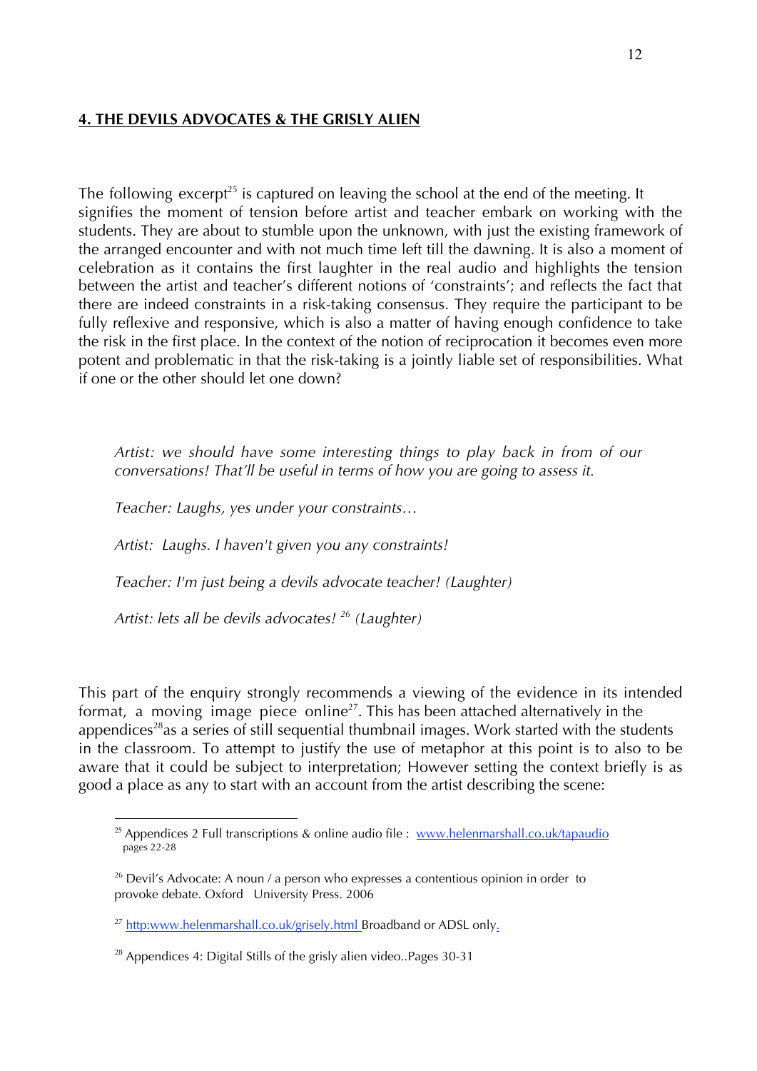## 4. THE DEVILS ADVOCATES & THE GRISLY ALIEN

The following excerpt[25] is captured on leaving the school at the end of the meeting. It signifies the moment of tension before artist and teacher embark on working with the students. They are about to stumble upon the unknown, with just the existing framework of the arranged encounter and with not much time left till the dawning. It is also a moment of celebration as it contains the first laughter in the real audio and highlights the tension between the artist and teacher's different notions of 'constraints'; and reflects the fact that there are indeed constraints in a risk-taking consensus. They require the participant to be fully reflexive and responsive, which is also a matter of having enough confidence to take the risk in the first place. In the context of the notion of reciprocation it becomes even more potent and problematic in that the risk-taking is a jointly liable set of responsibilities. What if one or the other should let one down?

> *Artist: we should have some interesting things to play back in from of our conversations! That'll be useful in terms of how you are going to assess it.*
>
> *Teacher: Laughs, yes under your constraints…*
>
> *Artist: Laughs. I haven't given you any constraints!*
>
> *Teacher: I'm just being a devils advocate teacher! (Laughter)*
>
> *Artist: lets all be devils advocates! [26] (Laughter)*

This part of the enquiry strongly recommends a viewing of the evidence in its intended format, a moving image piece online[27]. This has been attached alternatively in the appendices[28]as a series of still sequential thumbnail images. Work started with the students in the classroom. To attempt to justify the use of metaphor at this point is to also to be aware that it could be subject to interpretation; However setting the context briefly is as good a place as any to start with an account from the artist describing the scene:

---

[25] Appendices 2 Full transcriptions & online audio file : www.helenmarshall.co.uk/tapaudio pages 22-28

[26] Devil's Advocate: A noun / a person who expresses a contentious opinion in order to provoke debate. Oxford University Press. 2006

[27] http:www.helenmarshall.co.uk/grisely.html Broadband or ADSL only.

[28] Appendices 4: Digital Stills of the grisly alien video..Pages 30-31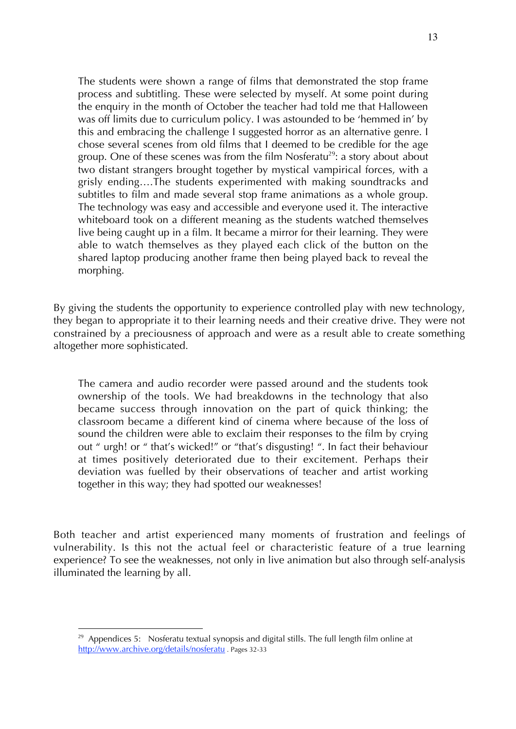> The students were shown a range of films that demonstrated the stop frame process and subtitling. These were selected by myself. At some point during the enquiry in the month of October the teacher had told me that Halloween was off limits due to curriculum policy. I was astounded to be 'hemmed in' by this and embracing the challenge I suggested horror as an alternative genre. I chose several scenes from old films that I deemed to be credible for the age group. One of these scenes was from the film Nosferatu[29]: a story about about two distant strangers brought together by mystical vampirical forces, with a grisly ending….The students experimented with making soundtracks and subtitles to film and made several stop frame animations as a whole group. The technology was easy and accessible and everyone used it. The interactive whiteboard took on a different meaning as the students watched themselves live being caught up in a film. It became a mirror for their learning. They were able to watch themselves as they played each click of the button on the shared laptop producing another frame then being played back to reveal the morphing.

By giving the students the opportunity to experience controlled play with new technology, they began to appropriate it to their learning needs and their creative drive. They were not constrained by a preciousness of approach and were as a result able to create something altogether more sophisticated.

> The camera and audio recorder were passed around and the students took ownership of the tools. We had breakdowns in the technology that also became success through innovation on the part of quick thinking; the classroom became a different kind of cinema where because of the loss of sound the children were able to exclaim their responses to the film by crying out " urgh! or " that's wicked!" or "that's disgusting! ". In fact their behaviour at times positively deteriorated due to their excitement. Perhaps their deviation was fuelled by their observations of teacher and artist working together in this way; they had spotted our weaknesses!

Both teacher and artist experienced many moments of frustration and feelings of vulnerability. Is this not the actual feel or characteristic feature of a true learning experience? To see the weaknesses, not only in live animation but also through self-analysis illuminated the learning by all.

---

[29] Appendices 5: Nosferatu textual synopsis and digital stills. The full length film online at http://www.archive.org/details/nosferatu . Pages 32-33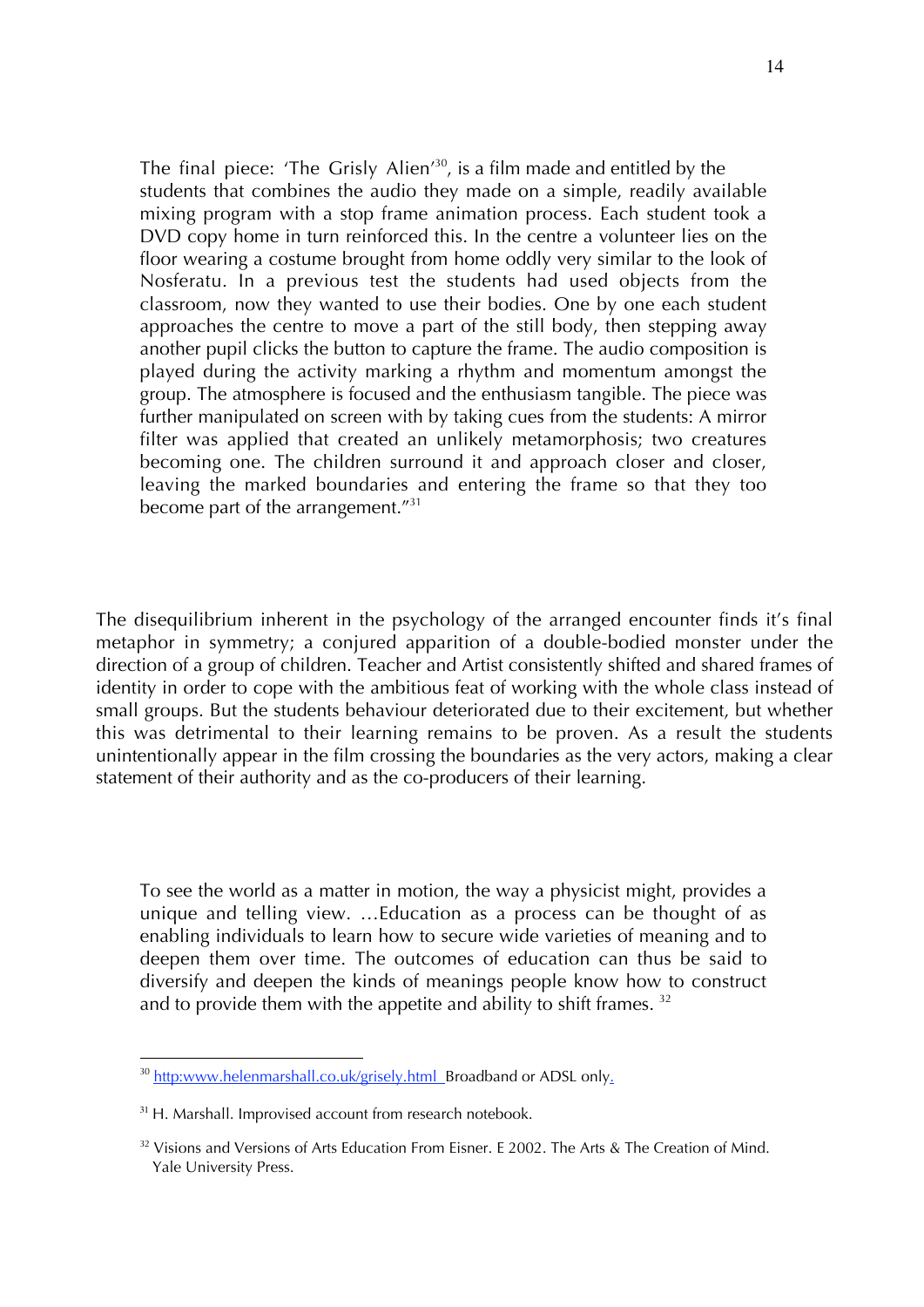> The final piece: 'The Grisly Alien'[30], is a film made and entitled by the students that combines the audio they made on a simple, readily available mixing program with a stop frame animation process. Each student took a DVD copy home in turn reinforced this. In the centre a volunteer lies on the floor wearing a costume brought from home oddly very similar to the look of Nosferatu. In a previous test the students had used objects from the classroom, now they wanted to use their bodies. One by one each student approaches the centre to move a part of the still body, then stepping away another pupil clicks the button to capture the frame. The audio composition is played during the activity marking a rhythm and momentum amongst the group. The atmosphere is focused and the enthusiasm tangible. The piece was further manipulated on screen with by taking cues from the students: A mirror filter was applied that created an unlikely metamorphosis; two creatures becoming one. The children surround it and approach closer and closer, leaving the marked boundaries and entering the frame so that they too become part of the arrangement."[31]

The disequilibrium inherent in the psychology of the arranged encounter finds it's final metaphor in symmetry; a conjured apparition of a double-bodied monster under the direction of a group of children. Teacher and Artist consistently shifted and shared frames of identity in order to cope with the ambitious feat of working with the whole class instead of small groups. But the students behaviour deteriorated due to their excitement, but whether this was detrimental to their learning remains to be proven. As a result the students unintentionally appear in the film crossing the boundaries as the very actors, making a clear statement of their authority and as the co-producers of their learning.

> To see the world as a matter in motion, the way a physicist might, provides a unique and telling view. …Education as a process can be thought of as enabling individuals to learn how to secure wide varieties of meaning and to deepen them over time. The outcomes of education can thus be said to diversify and deepen the kinds of meanings people know how to construct and to provide them with the appetite and ability to shift frames. [32]

---

[30] http:www.helenmarshall.co.uk/grisely.html Broadband or ADSL only.

[31] H. Marshall. Improvised account from research notebook.

[32] Visions and Versions of Arts Education From Eisner. E 2002. The Arts & The Creation of Mind. Yale University Press.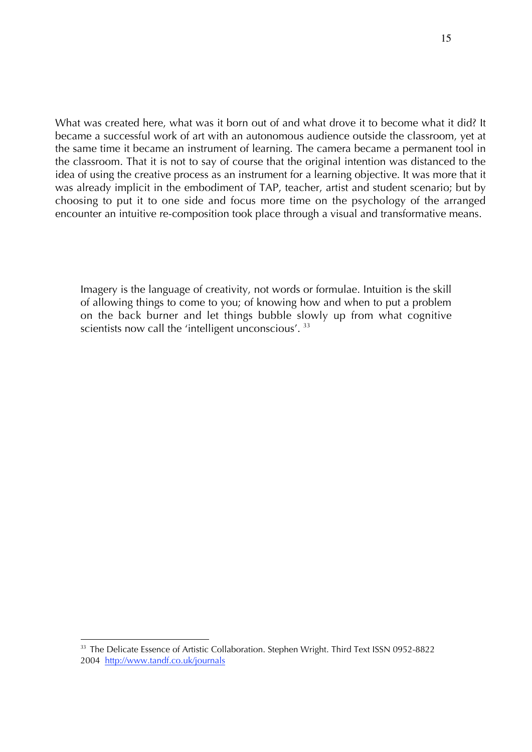What was created here, what was it born out of and what drove it to become what it did? It became a successful work of art with an autonomous audience outside the classroom, yet at the same time it became an instrument of learning. The camera became a permanent tool in the classroom. That it is not to say of course that the original intention was distanced to the idea of using the creative process as an instrument for a learning objective. It was more that it was already implicit in the embodiment of TAP, teacher, artist and student scenario; but by choosing to put it to one side and focus more time on the psychology of the arranged encounter an intuitive re-composition took place through a visual and transformative means.

> Imagery is the language of creativity, not words or formulae. Intuition is the skill of allowing things to come to you; of knowing how and when to put a problem on the back burner and let things bubble slowly up from what cognitive scientists now call the 'intelligent unconscious'. [33]

---

[33] The Delicate Essence of Artistic Collaboration. Stephen Wright. Third Text ISSN 0952-8822 2004 http://www.tandf.co.uk/journals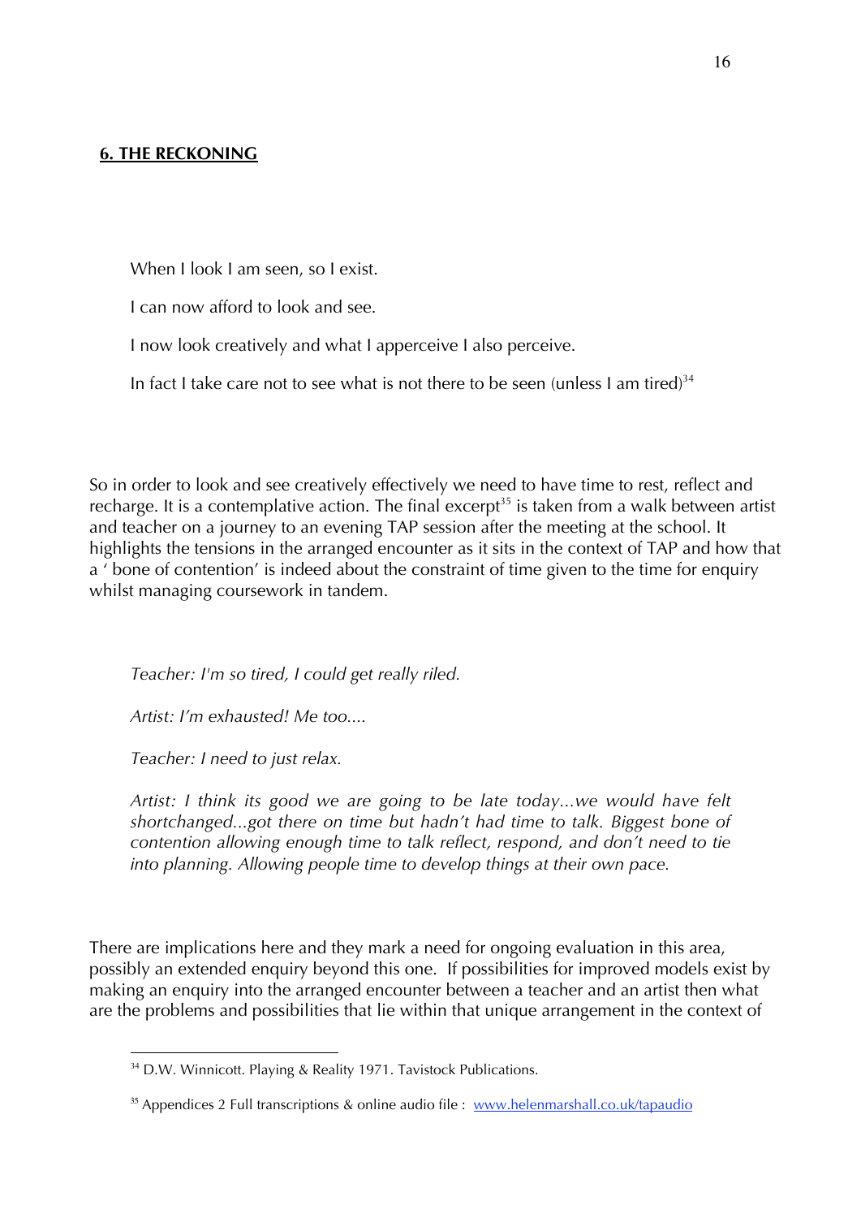## 6. THE RECKONING

> When I look I am seen, so I exist.
>
> I can now afford to look and see.
>
> I now look creatively and what I apperceive I also perceive.
>
> In fact I take care not to see what is not there to be seen (unless I am tired)[34]

So in order to look and see creatively effectively we need to have time to rest, reflect and recharge. It is a contemplative action. The final excerpt[35] is taken from a walk between artist and teacher on a journey to an evening TAP session after the meeting at the school. It highlights the tensions in the arranged encounter as it sits in the context of TAP and how that a ' bone of contention' is indeed about the constraint of time given to the time for enquiry whilst managing coursework in tandem.

> *Teacher: I'm so tired, I could get really riled.*
>
> *Artist: I'm exhausted! Me too....*
>
> *Teacher: I need to just relax.*
>
> *Artist: I think its good we are going to be late today...we would have felt shortchanged...got there on time but hadn't had time to talk. Biggest bone of contention allowing enough time to talk reflect, respond, and don't need to tie into planning. Allowing people time to develop things at their own pace.*

There are implications here and they mark a need for ongoing evaluation in this area, possibly an extended enquiry beyond this one. If possibilities for improved models exist by making an enquiry into the arranged encounter between a teacher and an artist then what are the problems and possibilities that lie within that unique arrangement in the context of

---

[34] D.W. Winnicott. Playing & Reality 1971. Tavistock Publications.

[35] Appendices 2 Full transcriptions & online audio file : [www.helenmarshall.co.uk/tapaudio](http://www.helenmarshall.co.uk/tapaudio)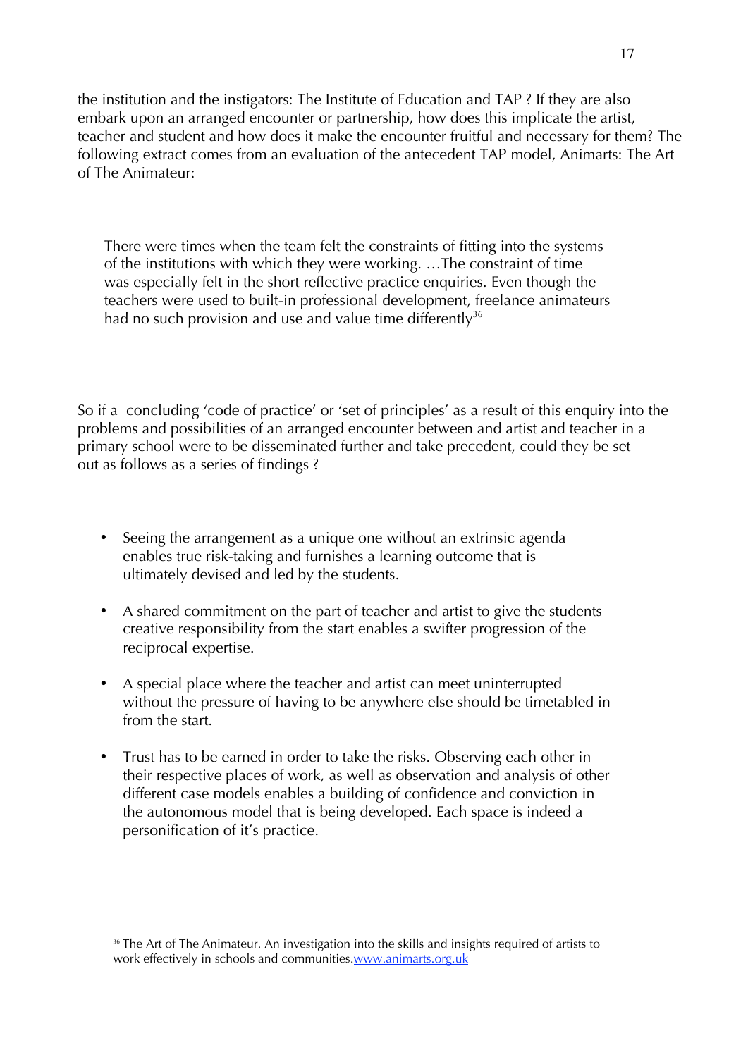the institution and the instigators: The Institute of Education and TAP ? If they are also embark upon an arranged encounter or partnership, how does this implicate the artist, teacher and student and how does it make the encounter fruitful and necessary for them? The following extract comes from an evaluation of the antecedent TAP model, Animarts: The Art of The Animateur:

> There were times when the team felt the constraints of fitting into the systems of the institutions with which they were working. …The constraint of time was especially felt in the short reflective practice enquiries. Even though the teachers were used to built-in professional development, freelance animateurs had no such provision and use and value time differently[36]

So if a concluding 'code of practice' or 'set of principles' as a result of this enquiry into the problems and possibilities of an arranged encounter between and artist and teacher in a primary school were to be disseminated further and take precedent, could they be set out as follows as a series of findings ?

- Seeing the arrangement as a unique one without an extrinsic agenda enables true risk-taking and furnishes a learning outcome that is ultimately devised and led by the students.
- A shared commitment on the part of teacher and artist to give the students creative responsibility from the start enables a swifter progression of the reciprocal expertise.
- A special place where the teacher and artist can meet uninterrupted without the pressure of having to be anywhere else should be timetabled in from the start.
- Trust has to be earned in order to take the risks. Observing each other in their respective places of work, as well as observation and analysis of other different case models enables a building of confidence and conviction in the autonomous model that is being developed. Each space is indeed a personification of it's practice.

---

[36] The Art of The Animateur. An investigation into the skills and insights required of artists to work effectively in schools and communities.[www.animarts.org.uk](www.animarts.org.uk)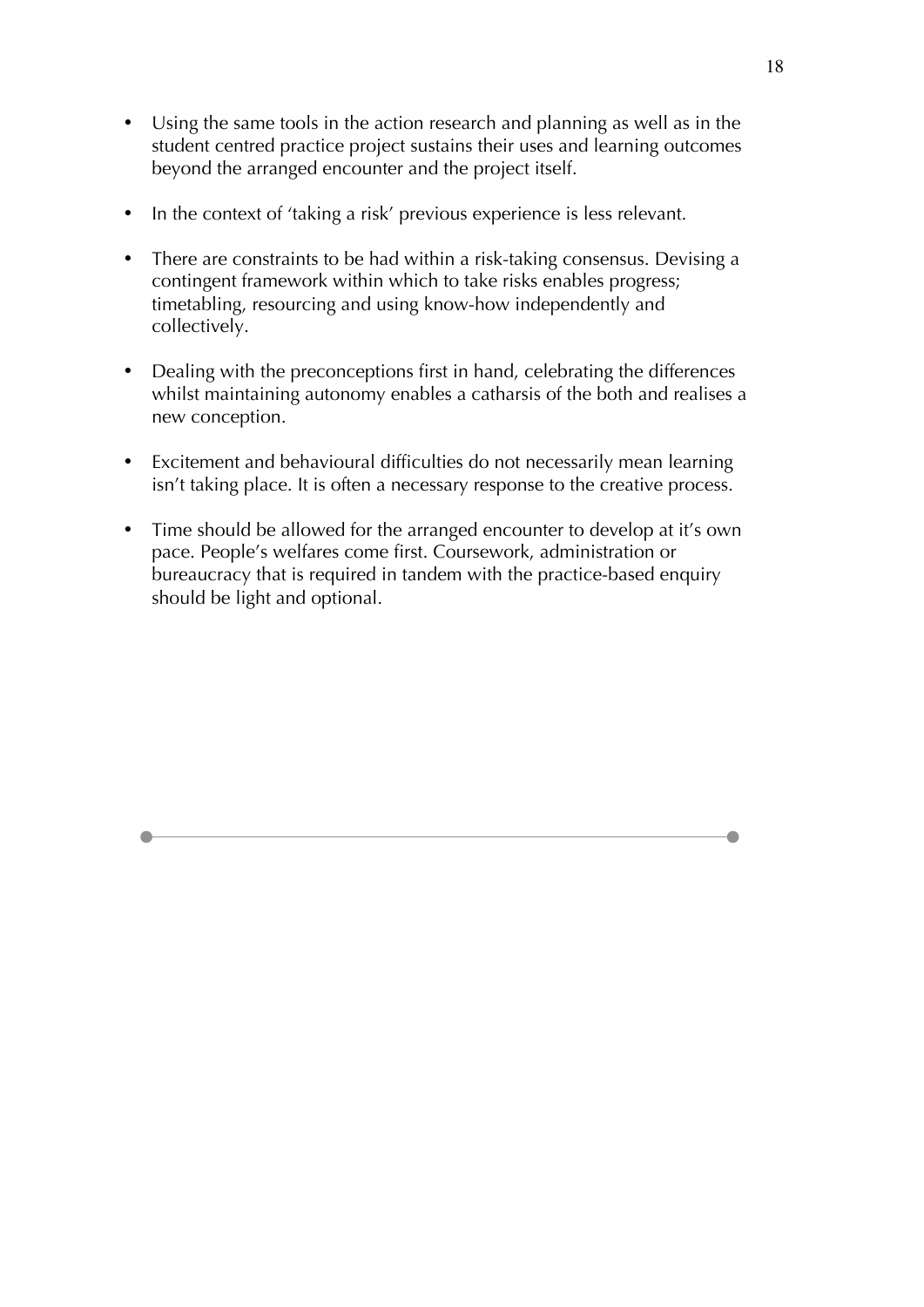- Using the same tools in the action research and planning as well as in the student centred practice project sustains their uses and learning outcomes beyond the arranged encounter and the project itself.

- In the context of 'taking a risk' previous experience is less relevant.

- There are constraints to be had within a risk-taking consensus. Devising a contingent framework within which to take risks enables progress; timetabling, resourcing and using know-how independently and collectively.

- Dealing with the preconceptions first in hand, celebrating the differences whilst maintaining autonomy enables a catharsis of the both and realises a new conception.

- Excitement and behavioural difficulties do not necessarily mean learning isn't taking place. It is often a necessary response to the creative process.

- Time should be allowed for the arranged encounter to develop at it's own pace. People's welfares come first. Coursework, administration or bureaucracy that is required in tandem with the practice-based enquiry should be light and optional.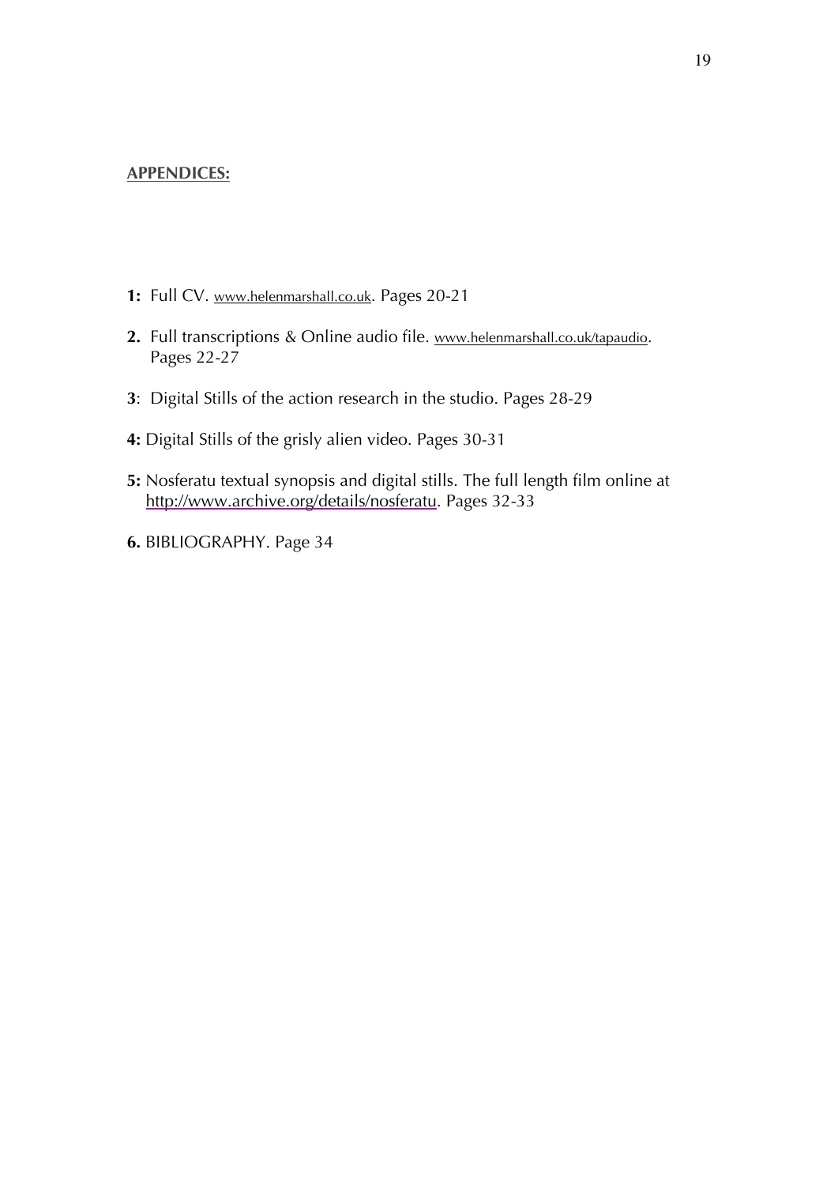**APPENDICES:**

**1:** Full CV. www.helenmarshall.co.uk. Pages 20-21

**2.** Full transcriptions & Online audio file. www.helenmarshall.co.uk/tapaudio. Pages 22-27

**3**: Digital Stills of the action research in the studio. Pages 28-29

**4:** Digital Stills of the grisly alien video. Pages 30-31

**5:** Nosferatu textual synopsis and digital stills. The full length film online at http://www.archive.org/details/nosferatu. Pages 32-33

**6.** BIBLIOGRAPHY. Page 34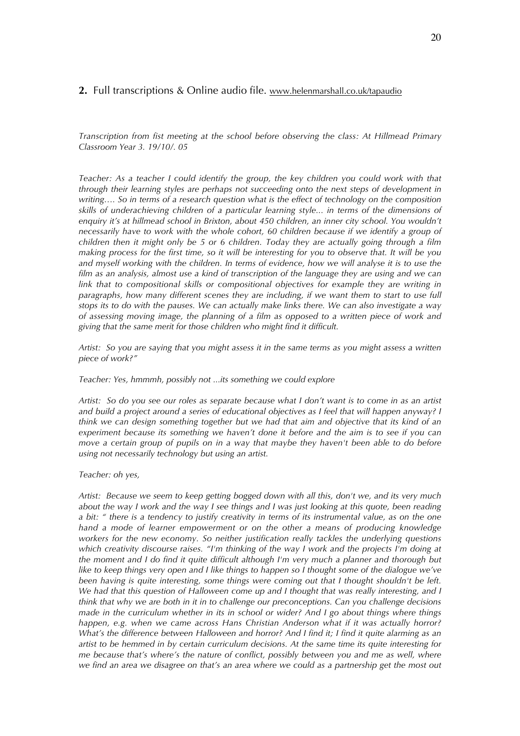**2.** Full transcriptions & Online audio file. www.helenmarshall.co.uk/tapaudio

*Transcription from fist meeting at the school before observing the class: At Hillmead Primary Classroom Year 3. 19/10/. 05*

*Teacher: As a teacher I could identify the group, the key children you could work with that through their learning styles are perhaps not succeeding onto the next steps of development in writing…. So in terms of a research question what is the effect of technology on the composition skills of underachieving children of a particular learning style... in terms of the dimensions of enquiry it's at hillmead school in Brixton, about 450 children, an inner city school. You wouldn't necessarily have to work with the whole cohort, 60 children because if we identify a group of children then it might only be 5 or 6 children. Today they are actually going through a film making process for the first time, so it will be interesting for you to observe that. It will be you and myself working with the children. In terms of evidence, how we will analyse it is to use the film as an analysis, almost use a kind of transcription of the language they are using and we can link that to compositional skills or compositional objectives for example they are writing in paragraphs, how many different scenes they are including, if we want them to start to use full stops its to do with the pauses. We can actually make links there. We can also investigate a way of assessing moving image, the planning of a film as opposed to a written piece of work and giving that the same merit for those children who might find it difficult.*

*Artist: So you are saying that you might assess it in the same terms as you might assess a written piece of work?"*

*Teacher: Yes, hmmmh, possibly not ...its something we could explore*

*Artist: So do you see our roles as separate because what I don't want is to come in as an artist and build a project around a series of educational objectives as I feel that will happen anyway? I think we can design something together but we had that aim and objective that its kind of an experiment because its something we haven't done it before and the aim is to see if you can move a certain group of pupils on in a way that maybe they haven't been able to do before using not necessarily technology but using an artist.*

*Teacher: oh yes,*

*Artist: Because we seem to keep getting bogged down with all this, don't we, and its very much about the way I work and the way I see things and I was just looking at this quote, been reading a bit: " there is a tendency to justify creativity in terms of its instrumental value, as on the one hand a mode of learner empowerment or on the other a means of producing knowledge workers for the new economy. So neither justification really tackles the underlying questions which creativity discourse raises. "I'm thinking of the way I work and the projects I'm doing at the moment and I do find it quite difficult although I'm very much a planner and thorough but like to keep things very open and I like things to happen so I thought some of the dialogue we've been having is quite interesting, some things were coming out that I thought shouldn't be left. We had that this question of Halloween come up and I thought that was really interesting, and I think that why we are both in it in to challenge our preconceptions. Can you challenge decisions made in the curriculum whether in its in school or wider? And I go about things where things happen, e.g. when we came across Hans Christian Anderson what if it was actually horror? What's the difference between Halloween and horror? And I find it; I find it quite alarming as an artist to be hemmed in by certain curriculum decisions. At the same time its quite interesting for me because that's where's the nature of conflict, possibly between you and me as well, where we find an area we disagree on that's an area where we could as a partnership get the most out*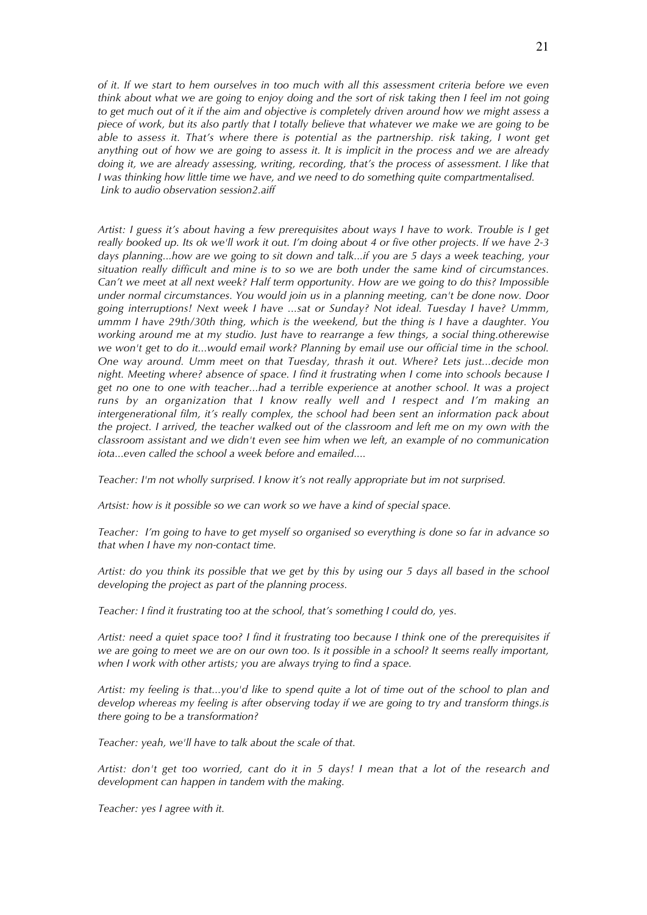*of it. If we start to hem ourselves in too much with all this assessment criteria before we even think about what we are going to enjoy doing and the sort of risk taking then I feel im not going to get much out of it if the aim and objective is completely driven around how we might assess a piece of work, but its also partly that I totally believe that whatever we make we are going to be able to assess it. That's where there is potential as the partnership. risk taking, I wont get anything out of how we are going to assess it. It is implicit in the process and we are already doing it, we are already assessing, writing, recording, that's the process of assessment. I like that I was thinking how little time we have, and we need to do something quite compartmentalised.*
*Link to audio observation session2.aiff*

*Artist: I guess it's about having a few prerequisites about ways I have to work. Trouble is I get really booked up. Its ok we'll work it out. I'm doing about 4 or five other projects. If we have 2-3 days planning...how are we going to sit down and talk...if you are 5 days a week teaching, your situation really difficult and mine is to so we are both under the same kind of circumstances. Can't we meet at all next week? Half term opportunity. How are we going to do this? Impossible under normal circumstances. You would join us in a planning meeting, can't be done now. Door going interruptions! Next week I have ...sat or Sunday? Not ideal. Tuesday I have? Ummm, ummm I have 29th/30th thing, which is the weekend, but the thing is I have a daughter. You working around me at my studio. Just have to rearrange a few things, a social thing.otherewise we won't get to do it...would email work? Planning by email use our official time in the school. One way around. Umm meet on that Tuesday, thrash it out. Where? Lets just...decide mon night. Meeting where? absence of space. I find it frustrating when I come into schools because I get no one to one with teacher...had a terrible experience at another school. It was a project runs by an organization that I know really well and I respect and I'm making an intergenerational film, it's really complex, the school had been sent an information pack about the project. I arrived, the teacher walked out of the classroom and left me on my own with the classroom assistant and we didn't even see him when we left, an example of no communication iota...even called the school a week before and emailed....*

*Teacher: I'm not wholly surprised. I know it's not really appropriate but im not surprised.*

*Artsist: how is it possible so we can work so we have a kind of special space.*

*Teacher: I'm going to have to get myself so organised so everything is done so far in advance so that when I have my non-contact time.*

*Artist: do you think its possible that we get by this by using our 5 days all based in the school developing the project as part of the planning process.*

*Teacher: I find it frustrating too at the school, that's something I could do, yes.*

*Artist: need a quiet space too? I find it frustrating too because I think one of the prerequisites if we are going to meet we are on our own too. Is it possible in a school? It seems really important, when I work with other artists; you are always trying to find a space.*

*Artist: my feeling is that...you'd like to spend quite a lot of time out of the school to plan and develop whereas my feeling is after observing today if we are going to try and transform things.is there going to be a transformation?*

*Teacher: yeah, we'll have to talk about the scale of that.*

*Artist: don't get too worried, cant do it in 5 days! I mean that a lot of the research and development can happen in tandem with the making.*

*Teacher: yes I agree with it.*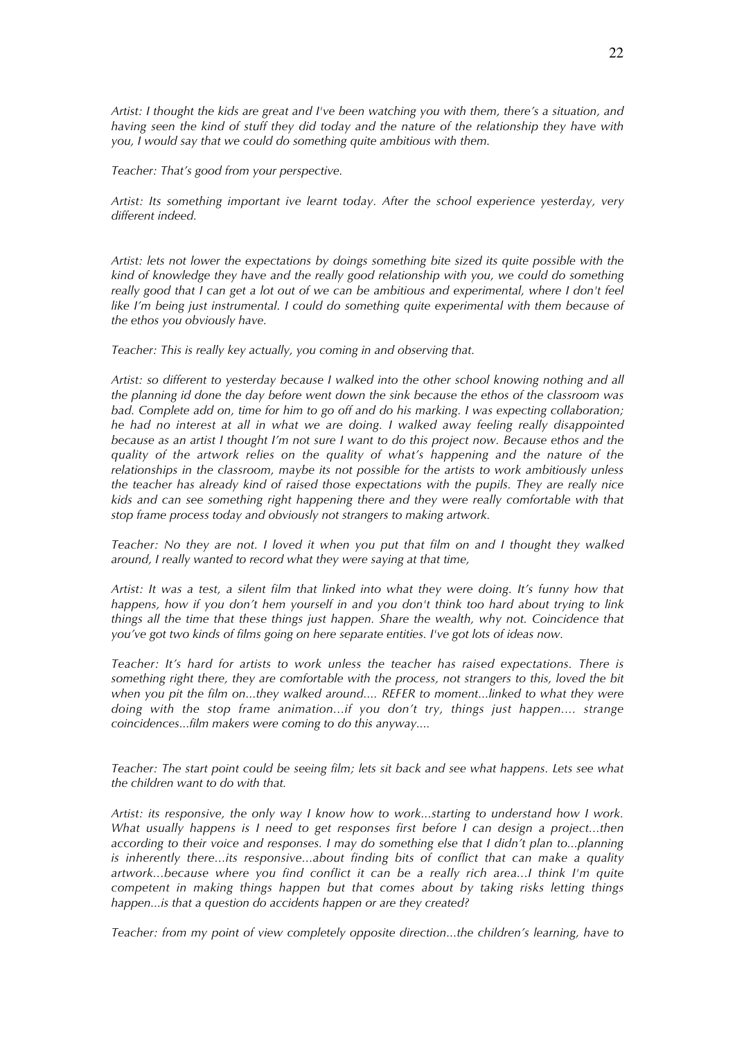*Artist: I thought the kids are great and I've been watching you with them, there's a situation, and having seen the kind of stuff they did today and the nature of the relationship they have with you, I would say that we could do something quite ambitious with them.*

*Teacher: That's good from your perspective.*

*Artist: Its something important ive learnt today. After the school experience yesterday, very different indeed.*

*Artist: lets not lower the expectations by doings something bite sized its quite possible with the kind of knowledge they have and the really good relationship with you, we could do something really good that I can get a lot out of we can be ambitious and experimental, where I don't feel like I'm being just instrumental. I could do something quite experimental with them because of the ethos you obviously have.*

*Teacher: This is really key actually, you coming in and observing that.*

*Artist: so different to yesterday because I walked into the other school knowing nothing and all the planning id done the day before went down the sink because the ethos of the classroom was bad. Complete add on, time for him to go off and do his marking. I was expecting collaboration; he had no interest at all in what we are doing. I walked away feeling really disappointed because as an artist I thought I'm not sure I want to do this project now. Because ethos and the quality of the artwork relies on the quality of what's happening and the nature of the relationships in the classroom, maybe its not possible for the artists to work ambitiously unless the teacher has already kind of raised those expectations with the pupils. They are really nice kids and can see something right happening there and they were really comfortable with that stop frame process today and obviously not strangers to making artwork.*

*Teacher: No they are not. I loved it when you put that film on and I thought they walked around, I really wanted to record what they were saying at that time,*

*Artist: It was a test, a silent film that linked into what they were doing. It's funny how that happens, how if you don't hem yourself in and you don't think too hard about trying to link things all the time that these things just happen. Share the wealth, why not. Coincidence that you've got two kinds of films going on here separate entities. I've got lots of ideas now.*

*Teacher: It's hard for artists to work unless the teacher has raised expectations. There is something right there, they are comfortable with the process, not strangers to this, loved the bit when you pit the film on...they walked around.... REFER to moment...linked to what they were doing with the stop frame animation…if you don't try, things just happen.... strange coincidences...film makers were coming to do this anyway....*

*Teacher: The start point could be seeing film; lets sit back and see what happens. Lets see what the children want to do with that.*

*Artist: its responsive, the only way I know how to work...starting to understand how I work. What usually happens is I need to get responses first before I can design a project...then according to their voice and responses. I may do something else that I didn't plan to...planning is inherently there...its responsive...about finding bits of conflict that can make a quality artwork...because where you find conflict it can be a really rich area...I think I'm quite competent in making things happen but that comes about by taking risks letting things happen...is that a question do accidents happen or are they created?*

*Teacher: from my point of view completely opposite direction...the children's learning, have to*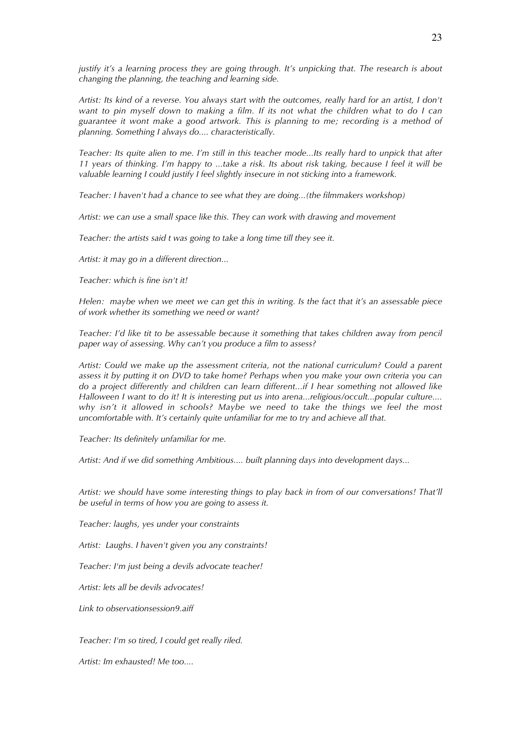*justify it's a learning process they are going through. It's unpicking that. The research is about changing the planning, the teaching and learning side.*

*Artist: Its kind of a reverse. You always start with the outcomes, really hard for an artist, I don't want to pin myself down to making a film. If its not what the children what to do I can guarantee it wont make a good artwork. This is planning to me; recording is a method of planning. Something I always do.... characteristically.*

*Teacher: Its quite alien to me. I'm still in this teacher mode...Its really hard to unpick that after 11 years of thinking. I'm happy to ...take a risk. Its about risk taking, because I feel it will be valuable learning I could justify I feel slightly insecure in not sticking into a framework.*

*Teacher: I haven't had a chance to see what they are doing...(the filmmakers workshop)*

*Artist: we can use a small space like this. They can work with drawing and movement*

*Teacher: the artists said t was going to take a long time till they see it.*

*Artist: it may go in a different direction...*

*Teacher: which is fine isn't it!*

*Helen: maybe when we meet we can get this in writing. Is the fact that it's an assessable piece of work whether its something we need or want?*

*Teacher: I'd like tit to be assessable because it something that takes children away from pencil paper way of assessing. Why can't you produce a film to assess?*

*Artist: Could we make up the assessment criteria, not the national curriculum? Could a parent assess it by putting it on DVD to take home? Perhaps when you make your own criteria you can do a project differently and children can learn different...if I hear something not allowed like Halloween I want to do it! It is interesting put us into arena...religious/occult...popular culture.... why isn't it allowed in schools? Maybe we need to take the things we feel the most uncomfortable with. It's certainly quite unfamiliar for me to try and achieve all that.*

*Teacher: Its definitely unfamiliar for me.*

*Artist: And if we did something Ambitious.... built planning days into development days...*

*Artist: we should have some interesting things to play back in from of our conversations! That'll be useful in terms of how you are going to assess it.*

*Teacher: laughs, yes under your constraints*

*Artist: Laughs. I haven't given you any constraints!*

*Teacher: I'm just being a devils advocate teacher!*

*Artist: lets all be devils advocates!*

*Link to observationsession9.aiff*

*Teacher: I'm so tired, I could get really riled.*

*Artist: Im exhausted! Me too....*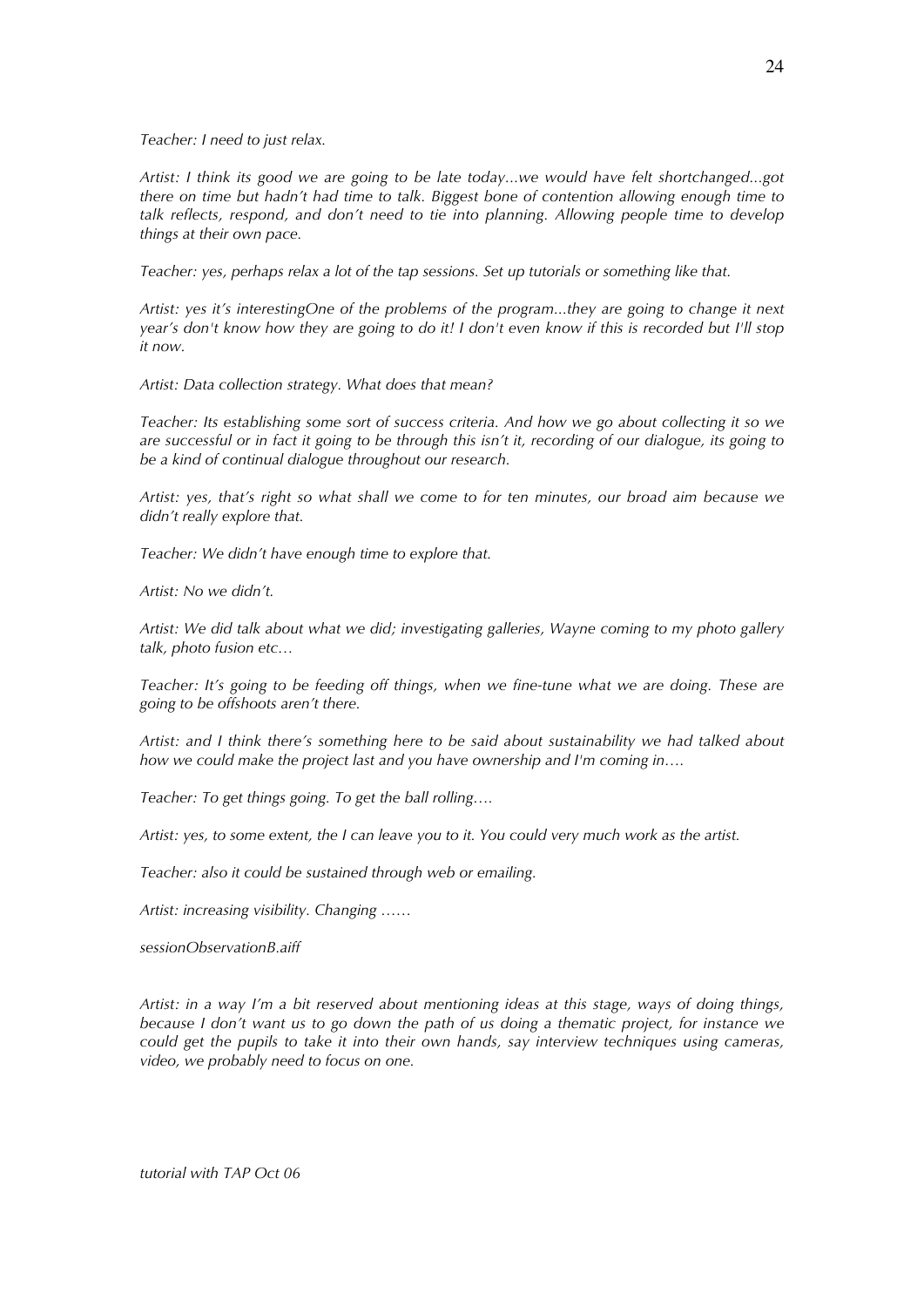*Teacher: I need to just relax.*

*Artist: I think its good we are going to be late today...we would have felt shortchanged...got there on time but hadn't had time to talk. Biggest bone of contention allowing enough time to talk reflects, respond, and don't need to tie into planning. Allowing people time to develop things at their own pace.*

*Teacher: yes, perhaps relax a lot of the tap sessions. Set up tutorials or something like that.*

*Artist: yes it's interestingOne of the problems of the program...they are going to change it next year's don't know how they are going to do it! I don't even know if this is recorded but I'll stop it now.*

*Artist: Data collection strategy. What does that mean?*

*Teacher: Its establishing some sort of success criteria. And how we go about collecting it so we are successful or in fact it going to be through this isn't it, recording of our dialogue, its going to be a kind of continual dialogue throughout our research.*

*Artist: yes, that's right so what shall we come to for ten minutes, our broad aim because we didn't really explore that.*

*Teacher: We didn't have enough time to explore that.*

*Artist: No we didn't.*

*Artist: We did talk about what we did; investigating galleries, Wayne coming to my photo gallery talk, photo fusion etc…*

*Teacher: It's going to be feeding off things, when we fine-tune what we are doing. These are going to be offshoots aren't there.*

*Artist: and I think there's something here to be said about sustainability we had talked about how we could make the project last and you have ownership and I'm coming in….*

*Teacher: To get things going. To get the ball rolling….*

*Artist: yes, to some extent, the I can leave you to it. You could very much work as the artist.*

*Teacher: also it could be sustained through web or emailing.*

*Artist: increasing visibility. Changing ……*

*sessionObservationB.aiff*

*Artist: in a way I'm a bit reserved about mentioning ideas at this stage, ways of doing things, because I don't want us to go down the path of us doing a thematic project, for instance we could get the pupils to take it into their own hands, say interview techniques using cameras, video, we probably need to focus on one.*

*tutorial with TAP Oct 06*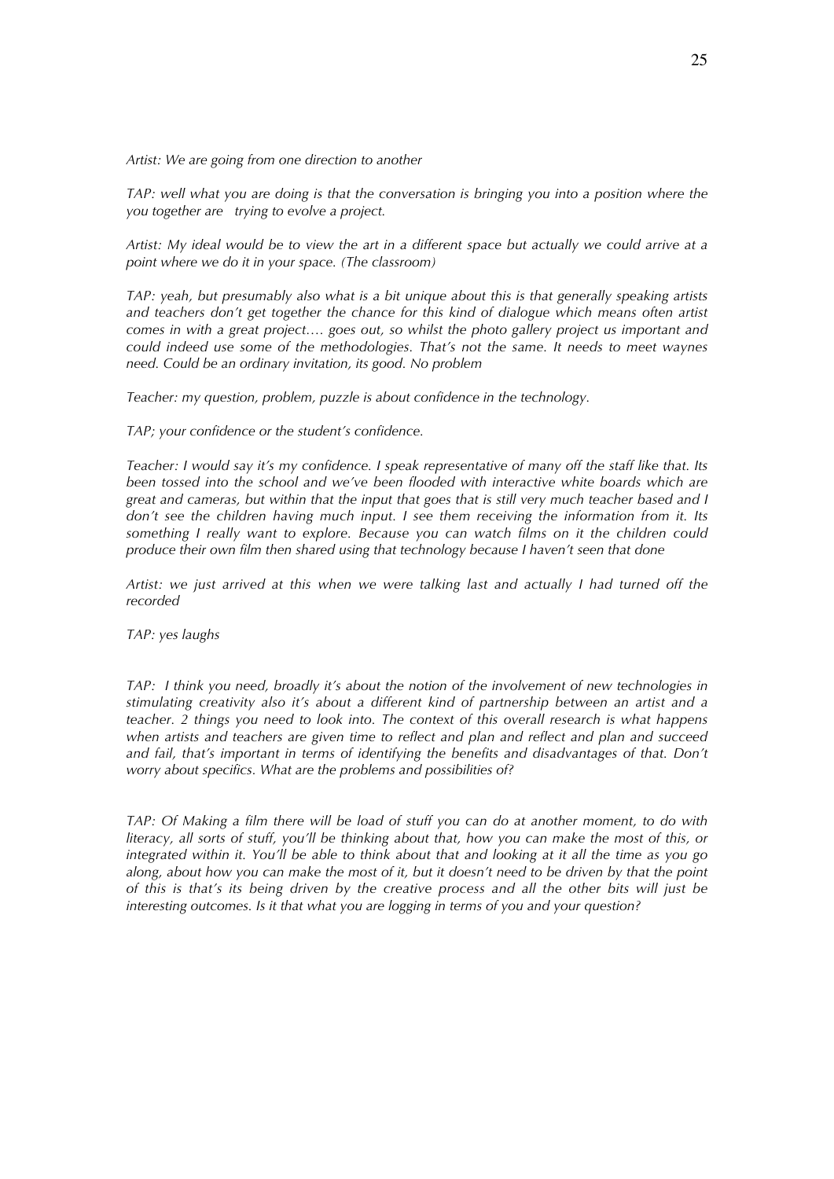*Artist: We are going from one direction to another*

*TAP: well what you are doing is that the conversation is bringing you into a position where the you together are  trying to evolve a project.*

*Artist: My ideal would be to view the art in a different space but actually we could arrive at a point where we do it in your space. (The classroom)*

*TAP: yeah, but presumably also what is a bit unique about this is that generally speaking artists and teachers don't get together the chance for this kind of dialogue which means often artist comes in with a great project…. goes out, so whilst the photo gallery project us important and could indeed use some of the methodologies. That's not the same. It needs to meet waynes need. Could be an ordinary invitation, its good. No problem*

*Teacher: my question, problem, puzzle is about confidence in the technology.*

*TAP; your confidence or the student's confidence.*

*Teacher: I would say it's my confidence. I speak representative of many off the staff like that. Its been tossed into the school and we've been flooded with interactive white boards which are great and cameras, but within that the input that goes that is still very much teacher based and I don't see the children having much input. I see them receiving the information from it. Its something I really want to explore. Because you can watch films on it the children could produce their own film then shared using that technology because I haven't seen that done*

*Artist: we just arrived at this when we were talking last and actually I had turned off the recorded*

*TAP: yes laughs*

*TAP:  I think you need, broadly it's about the notion of the involvement of new technologies in stimulating creativity also it's about a different kind of partnership between an artist and a teacher. 2 things you need to look into. The context of this overall research is what happens when artists and teachers are given time to reflect and plan and reflect and plan and succeed and fail, that's important in terms of identifying the benefits and disadvantages of that. Don't worry about specifics. What are the problems and possibilities of?*

*TAP: Of Making a film there will be load of stuff you can do at another moment, to do with literacy, all sorts of stuff, you'll be thinking about that, how you can make the most of this, or integrated within it. You'll be able to think about that and looking at it all the time as you go along, about how you can make the most of it, but it doesn't need to be driven by that the point of this is that's its being driven by the creative process and all the other bits will just be interesting outcomes. Is it that what you are logging in terms of you and your question?*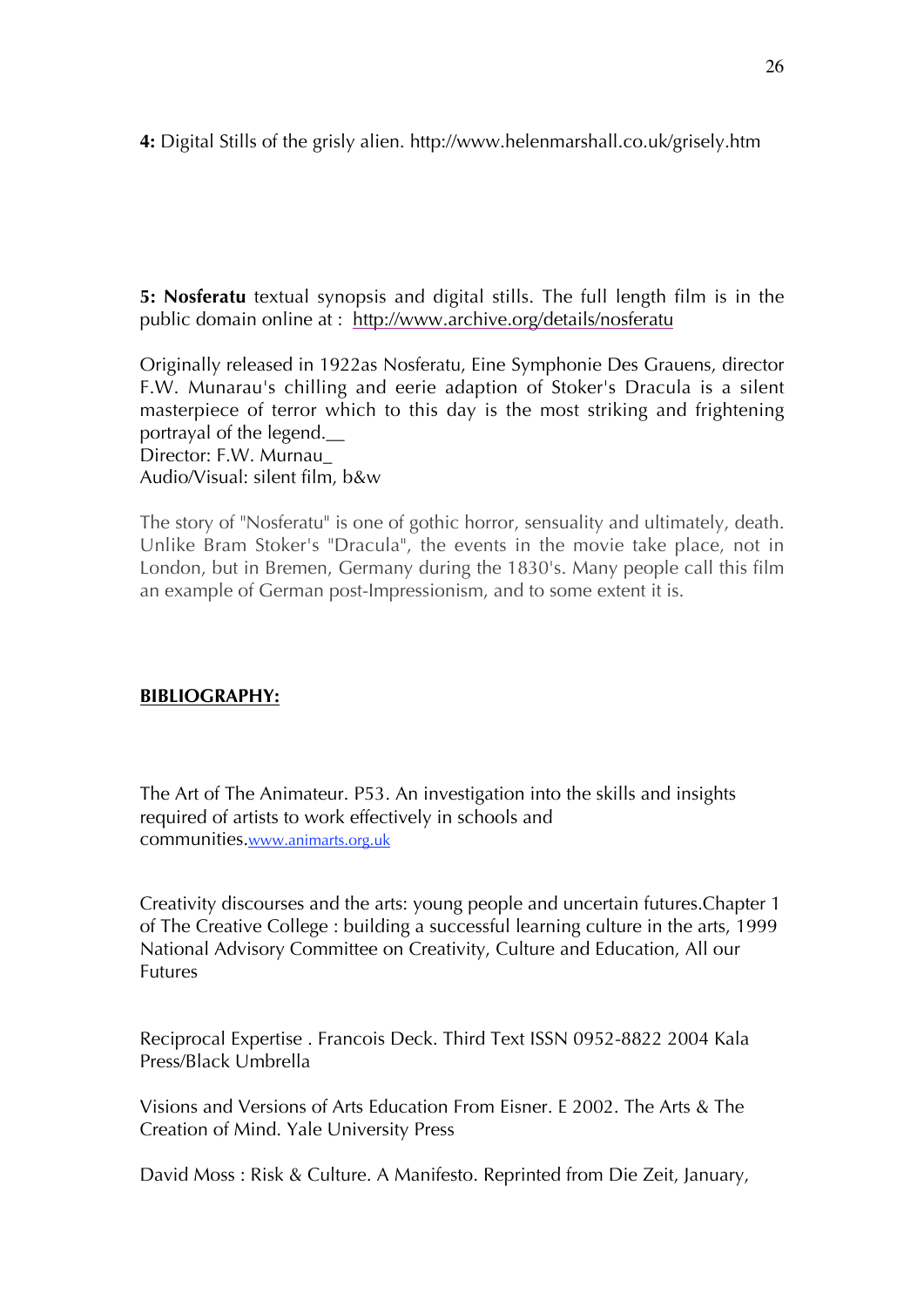**4:** Digital Stills of the grisly alien. http://www.helenmarshall.co.uk/grisely.htm

**5: Nosferatu** textual synopsis and digital stills. The full length film is in the public domain online at : http://www.archive.org/details/nosferatu

Originally released in 1922as Nosferatu, Eine Symphonie Des Grauens, director F.W. Munarau's chilling and eerie adaption of Stoker's Dracula is a silent masterpiece of terror which to this day is the most striking and frightening portrayal of the legend.__
Director: F.W. Murnau_
Audio/Visual: silent film, b&w

The story of "Nosferatu" is one of gothic horror, sensuality and ultimately, death. Unlike Bram Stoker's "Dracula", the events in the movie take place, not in London, but in Bremen, Germany during the 1830's. Many people call this film an example of German post-Impressionism, and to some extent it is.

**BIBLIOGRAPHY:**

The Art of The Animateur. P53. An investigation into the skills and insights required of artists to work effectively in schools and communities.www.animarts.org.uk

Creativity discourses and the arts: young people and uncertain futures.Chapter 1 of The Creative College : building a successful learning culture in the arts, 1999 National Advisory Committee on Creativity, Culture and Education, All our Futures

Reciprocal Expertise . Francois Deck. Third Text ISSN 0952-8822 2004 Kala Press/Black Umbrella

Visions and Versions of Arts Education From Eisner. E 2002. The Arts & The Creation of Mind. Yale University Press

David Moss : Risk & Culture. A Manifesto. Reprinted from Die Zeit, January,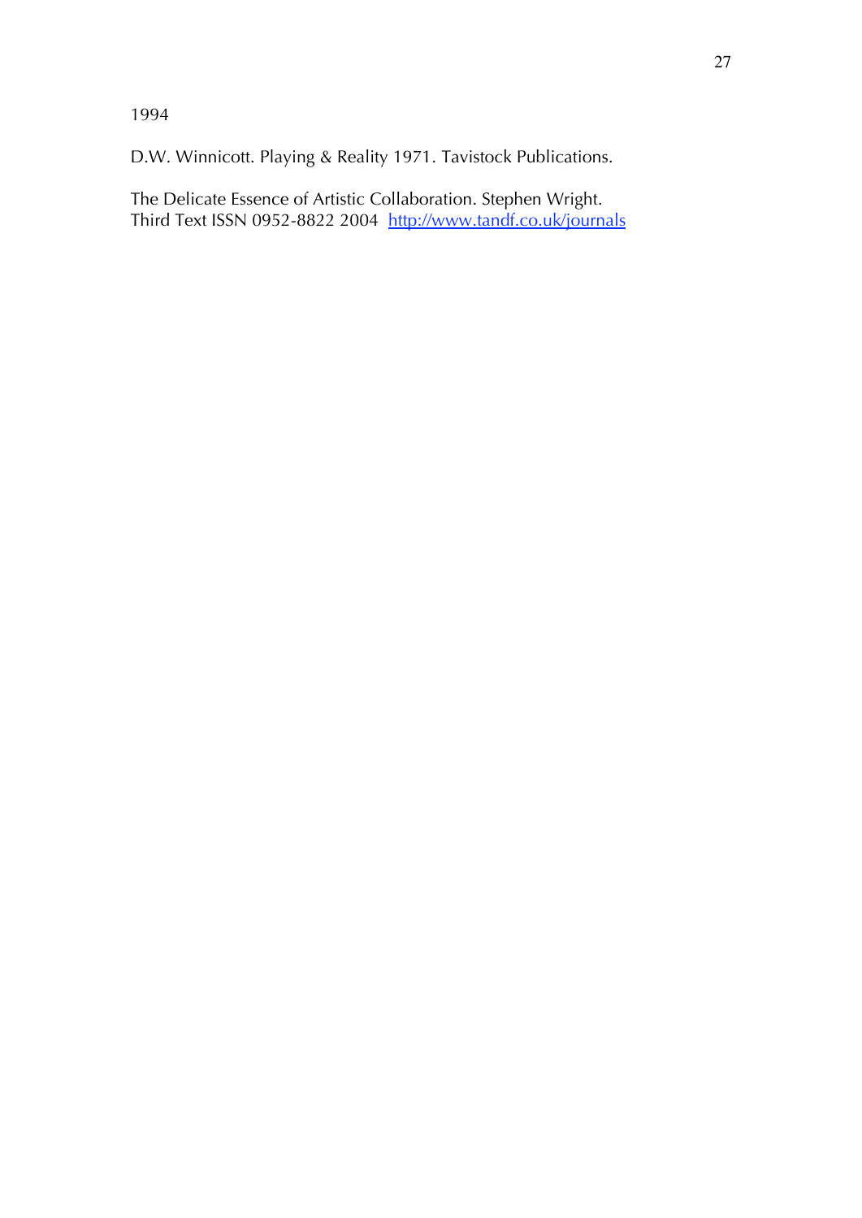1994

D.W. Winnicott. Playing & Reality 1971. Tavistock Publications.

The Delicate Essence of Artistic Collaboration. Stephen Wright.
Third Text ISSN 0952-8822 2004 http://www.tandf.co.uk/journals